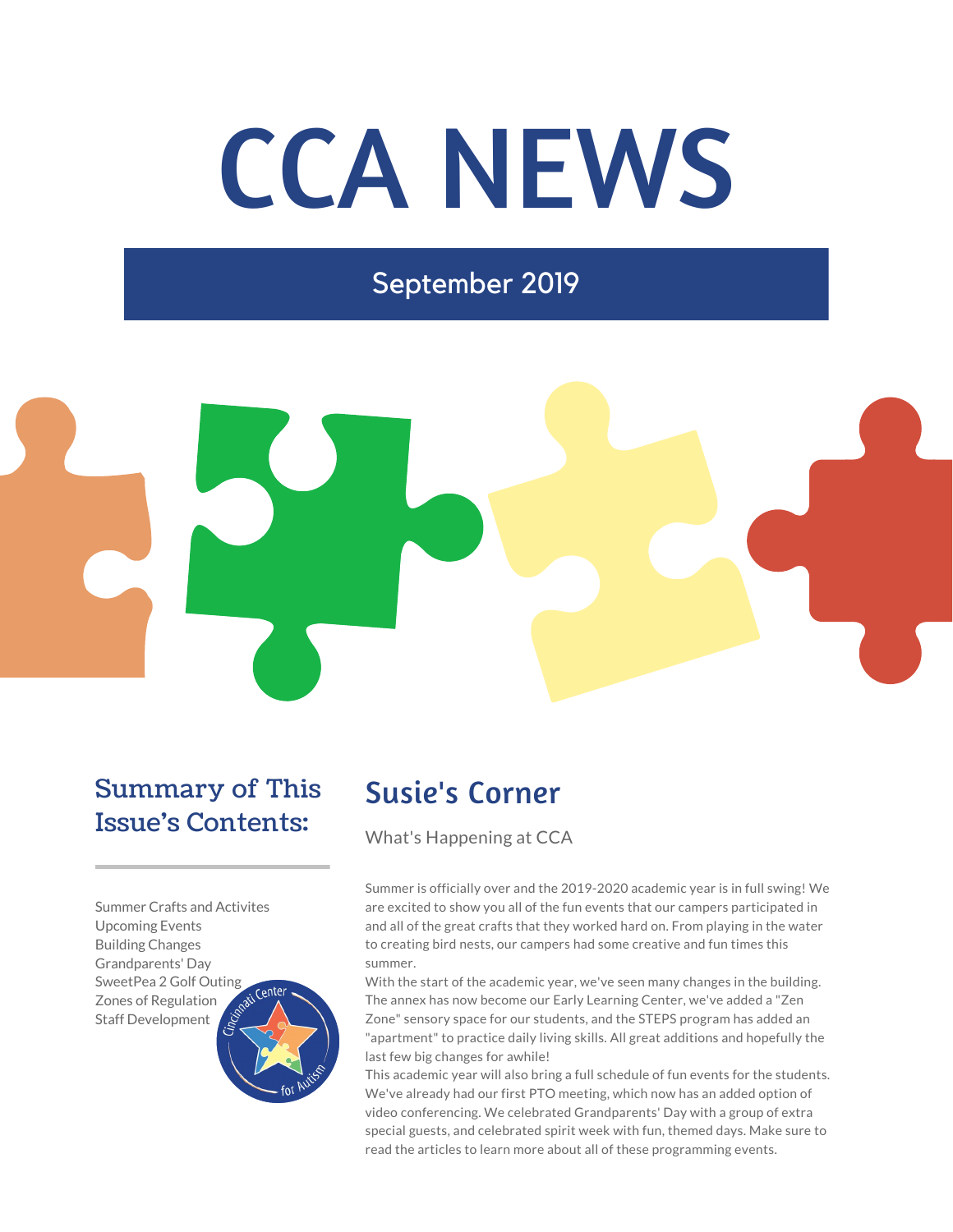# CCA NEWS

## September 2019

### Summary of This Issue's Contents:

Summer Crafts and Activites
Upcoming Events
Building Changes
Grandparents' Day
SweetPea 2 Golf Outing
Zones of Regulation
Staff Development

## Susie's Corner

What's Happening at CCA

Summer is officially over and the 2019-2020 academic year is in full swing! We are excited to show you all of the fun events that our campers participated in and all of the great crafts that they worked hard on. From playing in the water to creating bird nests, our campers had some creative and fun times this summer.

With the start of the academic year, we've seen many changes in the building. The annex has now become our Early Learning Center, we've added a "Zen Zone" sensory space for our students, and the STEPS program has added an "apartment" to practice daily living skills. All great additions and hopefully the last few big changes for awhile!

This academic year will also bring a full schedule of fun events for the students. We've already had our first PTO meeting, which now has an added option of video conferencing. We celebrated Grandparents' Day with a group of extra special guests, and celebrated spirit week with fun, themed days. Make sure to read the articles to learn more about all of these programming events.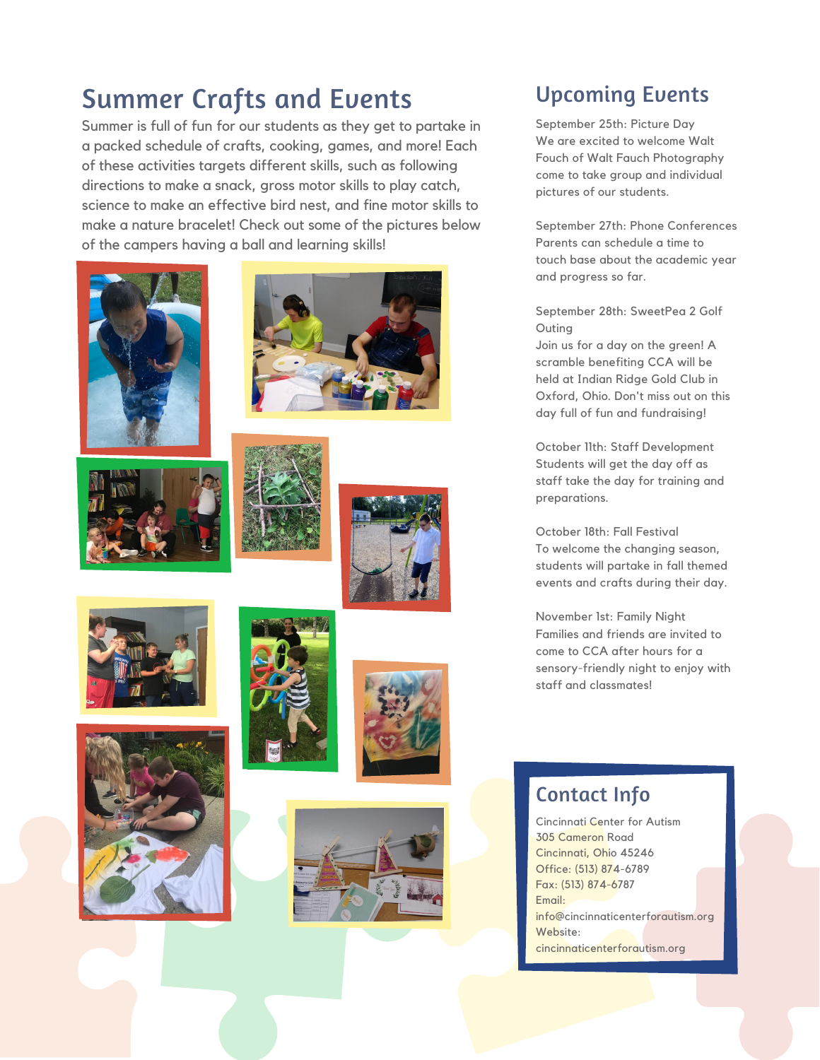## Summer Crafts and Events

Summer is full of fun for our students as they get to partake in a packed schedule of crafts, cooking, games, and more! Each of these activities targets different skills, such as following directions to make a snack, gross motor skills to play catch, science to make an effective bird nest, and fine motor skills to make a nature bracelet! Check out some of the pictures below of the campers having a ball and learning skills!

## Upcoming Events

September 25th: Picture Day
We are excited to welcome Walt Fouch of Walt Fauch Photography come to take group and individual pictures of our students.

September 27th: Phone Conferences
Parents can schedule a time to touch base about the academic year and progress so far.

September 28th: SweetPea 2 Golf Outing
Join us for a day on the green! A scramble benefiting CCA will be held at Indian Ridge Gold Club in Oxford, Ohio. Don't miss out on this day full of fun and fundraising!

October 11th: Staff Development
Students will get the day off as staff take the day for training and preparations.

October 18th: Fall Festival
To welcome the changing season, students will partake in fall themed events and crafts during their day.

November 1st: Family Night
Families and friends are invited to come to CCA after hours for a sensory-friendly night to enjoy with staff and classmates!

## Contact Info

Cincinnati Center for Autism
305 Cameron Road
Cincinnati, Ohio 45246
Office: (513) 874-6789
Fax: (513) 874-6787
Email:
info@cincinnaticenterforautism.org
Website:
cincinnaticenterforautism.org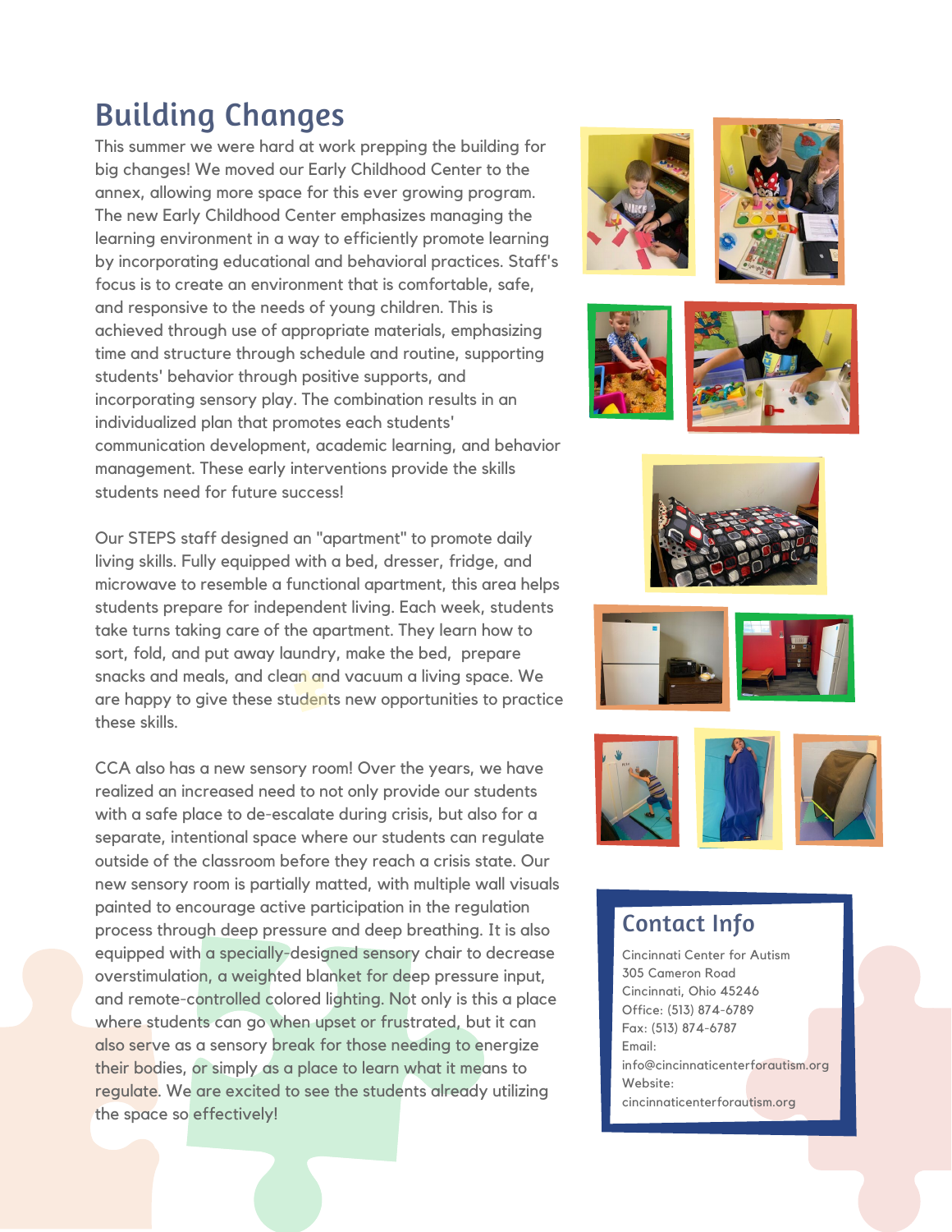## Building Changes

This summer we were hard at work prepping the building for big changes! We moved our Early Childhood Center to the annex, allowing more space for this ever growing program. The new Early Childhood Center emphasizes managing the learning environment in a way to efficiently promote learning by incorporating educational and behavioral practices. Staff's focus is to create an environment that is comfortable, safe, and responsive to the needs of young children. This is achieved through use of appropriate materials, emphasizing time and structure through schedule and routine, supporting students' behavior through positive supports, and incorporating sensory play. The combination results in an individualized plan that promotes each students' communication development, academic learning, and behavior management. These early interventions provide the skills students need for future success!

Our STEPS staff designed an "apartment" to promote daily living skills. Fully equipped with a bed, dresser, fridge, and microwave to resemble a functional apartment, this area helps students prepare for independent living. Each week, students take turns taking care of the apartment. They learn how to sort, fold, and put away laundry, make the bed, prepare snacks and meals, and clean and vacuum a living space. We are happy to give these students new opportunities to practice these skills.

CCA also has a new sensory room! Over the years, we have realized an increased need to not only provide our students with a safe place to de-escalate during crisis, but also for a separate, intentional space where our students can regulate outside of the classroom before they reach a crisis state. Our new sensory room is partially matted, with multiple wall visuals painted to encourage active participation in the regulation process through deep pressure and deep breathing. It is also equipped with a specially-designed sensory chair to decrease overstimulation, a weighted blanket for deep pressure input, and remote-controlled colored lighting. Not only is this a place where students can go when upset or frustrated, but it can also serve as a sensory break for those needing to energize their bodies, or simply as a place to learn what it means to regulate. We are excited to see the students already utilizing the space so effectively!

### Contact Info

Cincinnati Center for Autism
305 Cameron Road
Cincinnati, Ohio 45246
Office: (513) 874-6789
Fax: (513) 874-6787
Email:
info@cincinnaticenterforautism.org
Website:
cincinnaticenterforautism.org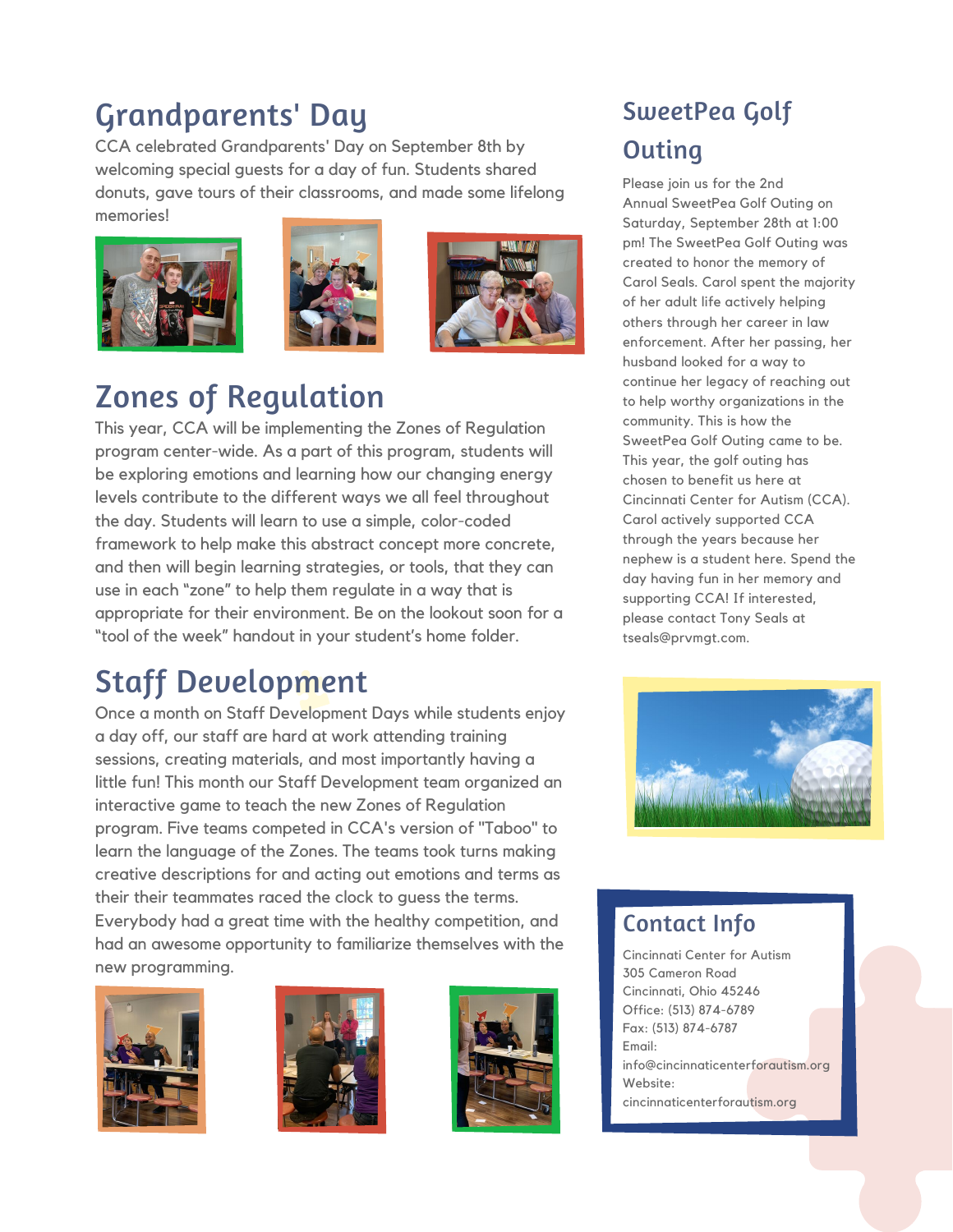## Grandparents' Day

CCA celebrated Grandparents' Day on September 8th by welcoming special guests for a day of fun. Students shared donuts, gave tours of their classrooms, and made some lifelong memories!

## Zones of Regulation

This year, CCA will be implementing the Zones of Regulation program center-wide. As a part of this program, students will be exploring emotions and learning how our changing energy levels contribute to the different ways we all feel throughout the day. Students will learn to use a simple, color-coded framework to help make this abstract concept more concrete, and then will begin learning strategies, or tools, that they can use in each "zone" to help them regulate in a way that is appropriate for their environment. Be on the lookout soon for a "tool of the week" handout in your student's home folder.

## Staff Development

Once a month on Staff Development Days while students enjoy a day off, our staff are hard at work attending training sessions, creating materials, and most importantly having a little fun! This month our Staff Development team organized an interactive game to teach the new Zones of Regulation program. Five teams competed in CCA's version of "Taboo" to learn the language of the Zones. The teams took turns making creative descriptions for and acting out emotions and terms as their their teammates raced the clock to guess the terms. Everybody had a great time with the healthy competition, and had an awesome opportunity to familiarize themselves with the new programming.

## SweetPea Golf Outing

Please join us for the 2nd Annual SweetPea Golf Outing on Saturday, September 28th at 1:00 pm! The SweetPea Golf Outing was created to honor the memory of Carol Seals. Carol spent the majority of her adult life actively helping others through her career in law enforcement. After her passing, her husband looked for a way to continue her legacy of reaching out to help worthy organizations in the community. This is how the SweetPea Golf Outing came to be. This year, the golf outing has chosen to benefit us here at Cincinnati Center for Autism (CCA). Carol actively supported CCA through the years because her nephew is a student here. Spend the day having fun in her memory and supporting CCA! If interested, please contact Tony Seals at tseals@prvmgt.com.

## Contact Info

Cincinnati Center for Autism
305 Cameron Road
Cincinnati, Ohio 45246
Office: (513) 874-6789
Fax: (513) 874-6787
Email:
info@cincinnaticenterforautism.org
Website:
cincinnaticenterforautism.org